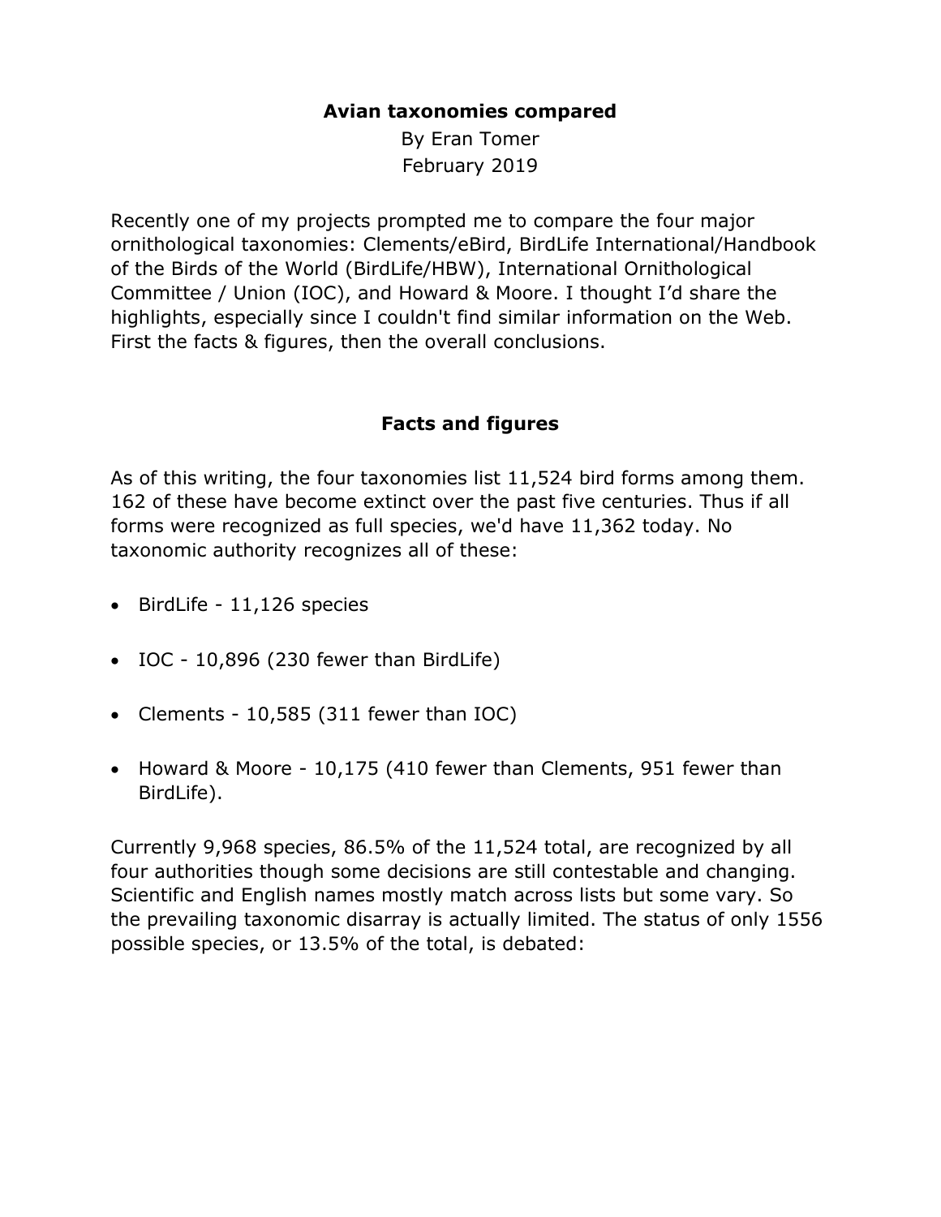# Avian taxonomies compared

By Eran Tomer

February 2019

Recently one of my projects prompted me to compare the four major ornithological taxonomies: Clements/eBird, BirdLife International/Handbook of the Birds of the World (BirdLife/HBW), International Ornithological Committee / Union (IOC), and Howard & Moore. I thought I'd share the highlights, especially since I couldn't find similar information on the Web. First the facts & figures, then the overall conclusions.

## Facts and figures

As of this writing, the four taxonomies list 11,524 bird forms among them. 162 of these have become extinct over the past five centuries. Thus if all forms were recognized as full species, we'd have 11,362 today. No taxonomic authority recognizes all of these:

- BirdLife - 11,126 species
- IOC - 10,896 (230 fewer than BirdLife)
- Clements - 10,585 (311 fewer than IOC)
- Howard & Moore - 10,175 (410 fewer than Clements, 951 fewer than BirdLife).

Currently 9,968 species, 86.5% of the 11,524 total, are recognized by all four authorities though some decisions are still contestable and changing. Scientific and English names mostly match across lists but some vary. So the prevailing taxonomic disarray is actually limited. The status of only 1556 possible species, or 13.5% of the total, is debated: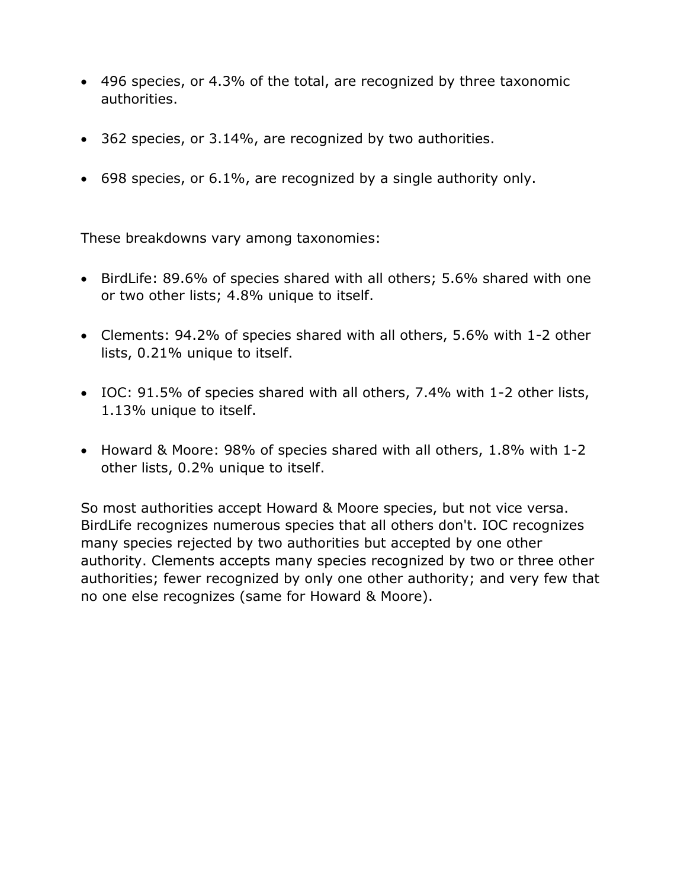- 496 species, or 4.3% of the total, are recognized by three taxonomic authorities.
- 362 species, or 3.14%, are recognized by two authorities.
- 698 species, or 6.1%, are recognized by a single authority only.

These breakdowns vary among taxonomies:

- BirdLife: 89.6% of species shared with all others; 5.6% shared with one or two other lists; 4.8% unique to itself.
- Clements: 94.2% of species shared with all others, 5.6% with 1-2 other lists, 0.21% unique to itself.
- IOC: 91.5% of species shared with all others, 7.4% with 1-2 other lists, 1.13% unique to itself.
- Howard & Moore: 98% of species shared with all others, 1.8% with 1-2 other lists, 0.2% unique to itself.

So most authorities accept Howard & Moore species, but not vice versa. BirdLife recognizes numerous species that all others don't. IOC recognizes many species rejected by two authorities but accepted by one other authority. Clements accepts many species recognized by two or three other authorities; fewer recognized by only one other authority; and very few that no one else recognizes (same for Howard & Moore).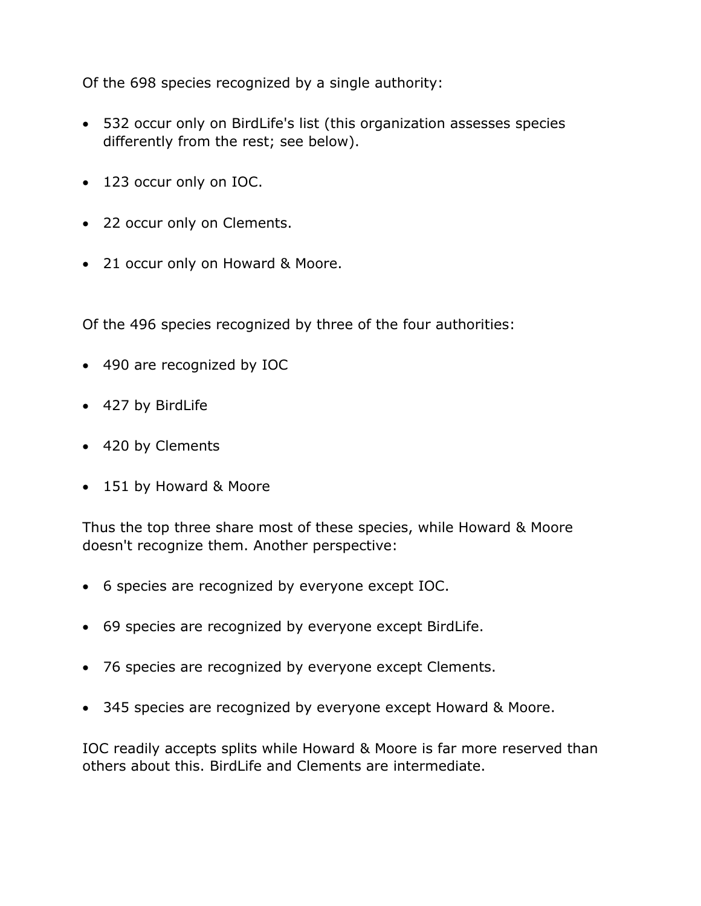Of the 698 species recognized by a single authority:

- 532 occur only on BirdLife's list (this organization assesses species differently from the rest; see below).
- 123 occur only on IOC.
- 22 occur only on Clements.
- 21 occur only on Howard & Moore.

Of the 496 species recognized by three of the four authorities:

- 490 are recognized by IOC
- 427 by BirdLife
- 420 by Clements
- 151 by Howard & Moore

Thus the top three share most of these species, while Howard & Moore doesn't recognize them. Another perspective:

- 6 species are recognized by everyone except IOC.
- 69 species are recognized by everyone except BirdLife.
- 76 species are recognized by everyone except Clements.
- 345 species are recognized by everyone except Howard & Moore.

IOC readily accepts splits while Howard & Moore is far more reserved than others about this. BirdLife and Clements are intermediate.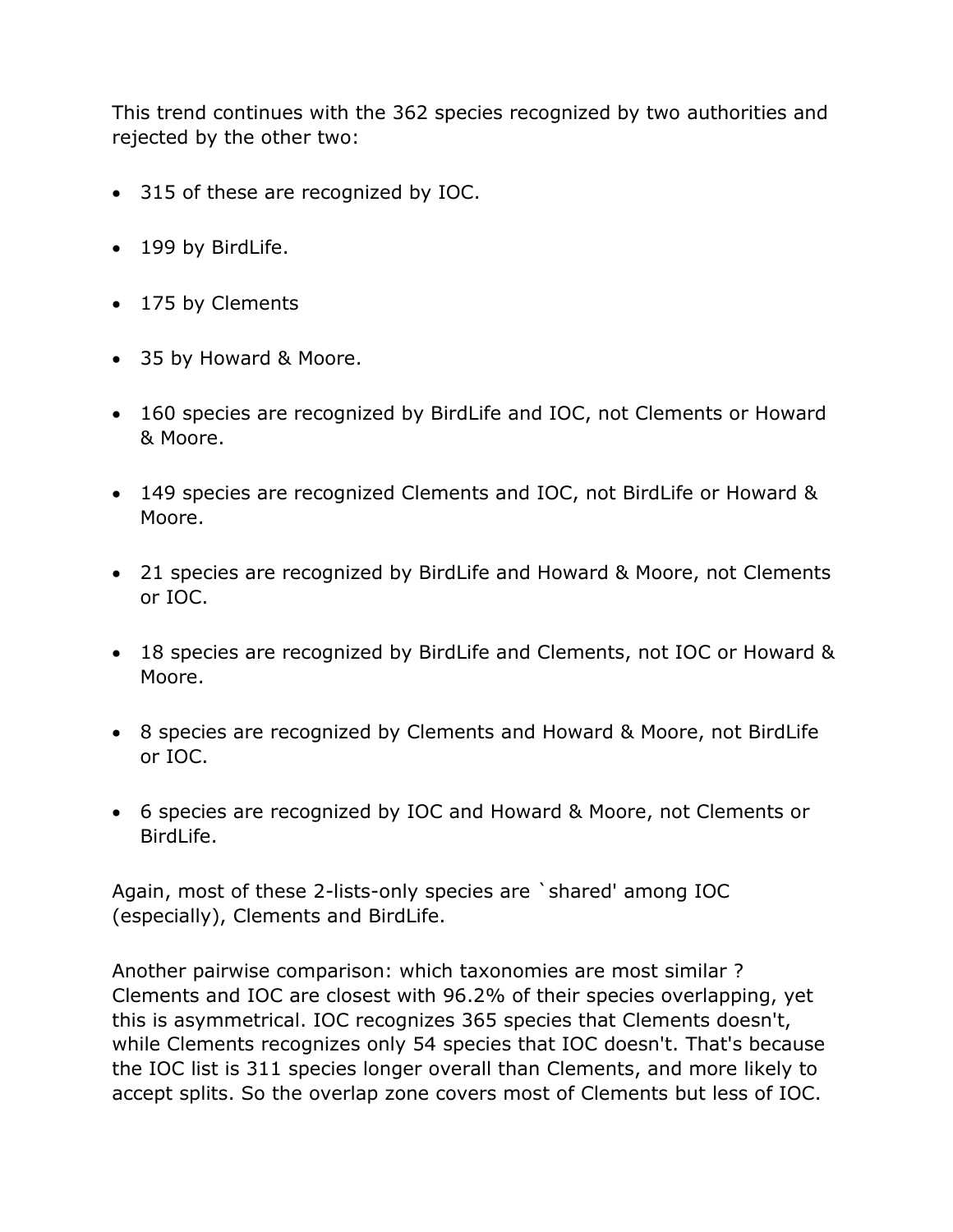This trend continues with the 362 species recognized by two authorities and rejected by the other two:

- 315 of these are recognized by IOC.
- 199 by BirdLife.
- 175 by Clements
- 35 by Howard & Moore.
- 160 species are recognized by BirdLife and IOC, not Clements or Howard & Moore.
- 149 species are recognized Clements and IOC, not BirdLife or Howard & Moore.
- 21 species are recognized by BirdLife and Howard & Moore, not Clements or IOC.
- 18 species are recognized by BirdLife and Clements, not IOC or Howard & Moore.
- 8 species are recognized by Clements and Howard & Moore, not BirdLife or IOC.
- 6 species are recognized by IOC and Howard & Moore, not Clements or BirdLife.

Again, most of these 2-lists-only species are `shared' among IOC (especially), Clements and BirdLife.

Another pairwise comparison: which taxonomies are most similar ? Clements and IOC are closest with 96.2% of their species overlapping, yet this is asymmetrical. IOC recognizes 365 species that Clements doesn't, while Clements recognizes only 54 species that IOC doesn't. That's because the IOC list is 311 species longer overall than Clements, and more likely to accept splits. So the overlap zone covers most of Clements but less of IOC.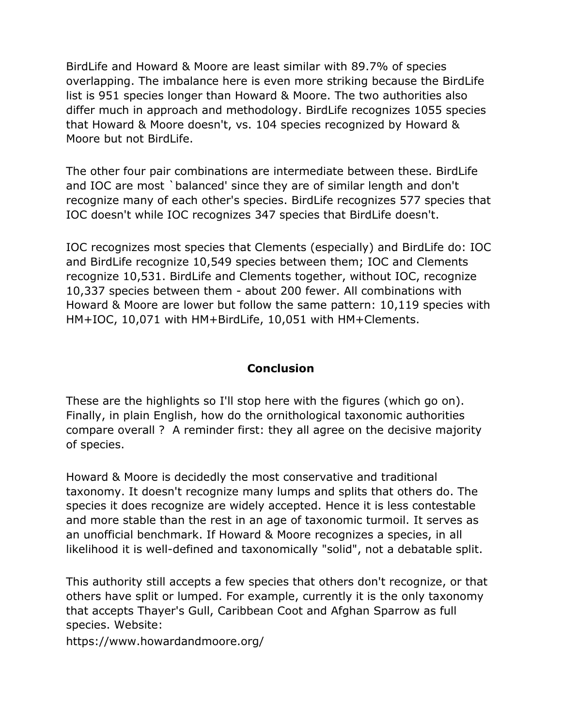BirdLife and Howard & Moore are least similar with 89.7% of species overlapping. The imbalance here is even more striking because the BirdLife list is 951 species longer than Howard & Moore. The two authorities also differ much in approach and methodology. BirdLife recognizes 1055 species that Howard & Moore doesn't, vs. 104 species recognized by Howard & Moore but not BirdLife.

The other four pair combinations are intermediate between these. BirdLife and IOC are most `balanced' since they are of similar length and don't recognize many of each other's species. BirdLife recognizes 577 species that IOC doesn't while IOC recognizes 347 species that BirdLife doesn't.

IOC recognizes most species that Clements (especially) and BirdLife do: IOC and BirdLife recognize 10,549 species between them; IOC and Clements recognize 10,531. BirdLife and Clements together, without IOC, recognize 10,337 species between them - about 200 fewer. All combinations with Howard & Moore are lower but follow the same pattern: 10,119 species with HM+IOC, 10,071 with HM+BirdLife, 10,051 with HM+Clements.

## Conclusion

These are the highlights so I'll stop here with the figures (which go on). Finally, in plain English, how do the ornithological taxonomic authorities compare overall ? A reminder first: they all agree on the decisive majority of species.

Howard & Moore is decidedly the most conservative and traditional taxonomy. It doesn't recognize many lumps and splits that others do. The species it does recognize are widely accepted. Hence it is less contestable and more stable than the rest in an age of taxonomic turmoil. It serves as an unofficial benchmark. If Howard & Moore recognizes a species, in all likelihood it is well-defined and taxonomically "solid", not a debatable split.

This authority still accepts a few species that others don't recognize, or that others have split or lumped. For example, currently it is the only taxonomy that accepts Thayer's Gull, Caribbean Coot and Afghan Sparrow as full species. Website:
https://www.howardandmoore.org/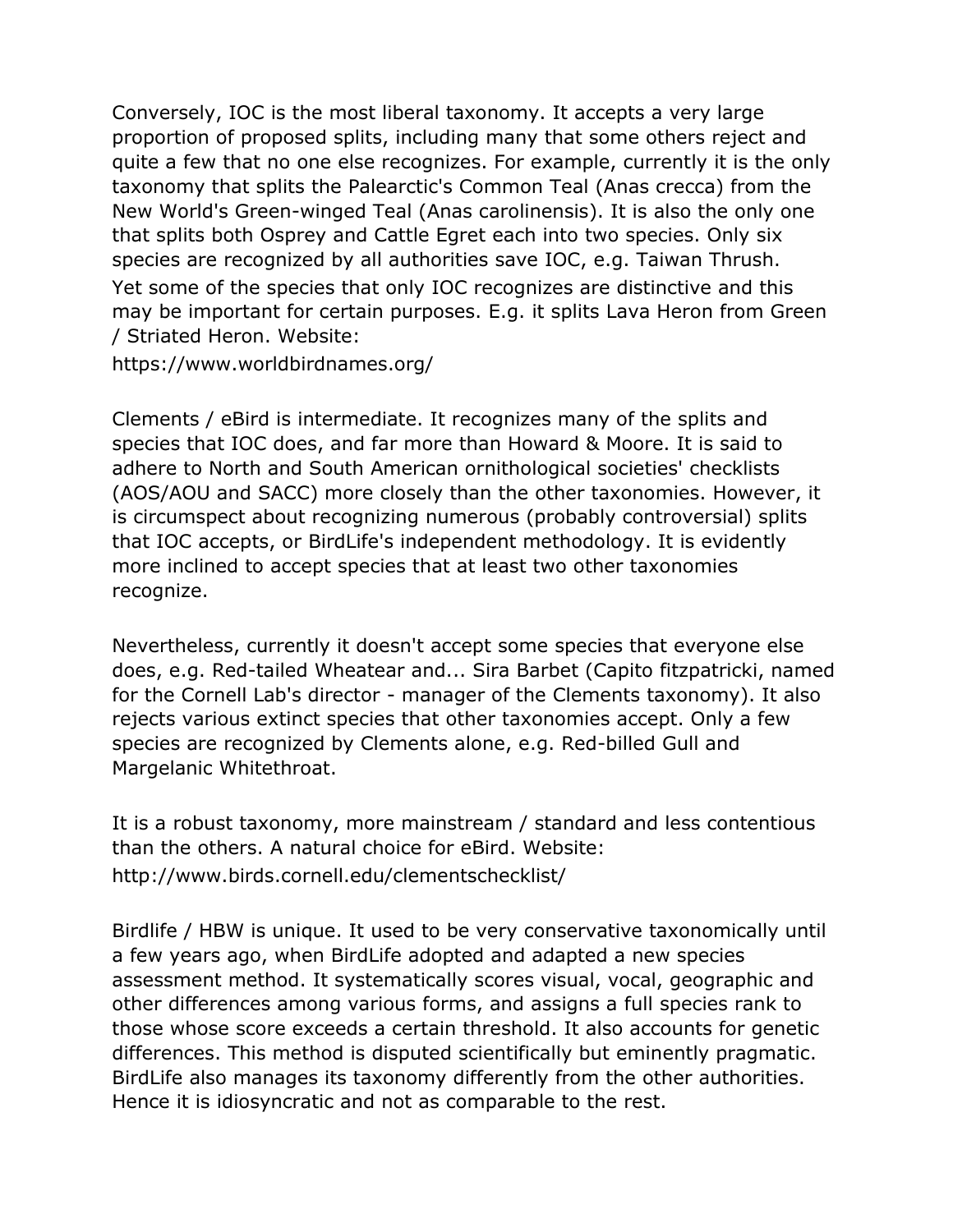Conversely, IOC is the most liberal taxonomy. It accepts a very large proportion of proposed splits, including many that some others reject and quite a few that no one else recognizes. For example, currently it is the only taxonomy that splits the Palearctic's Common Teal (Anas crecca) from the New World's Green-winged Teal (Anas carolinensis). It is also the only one that splits both Osprey and Cattle Egret each into two species. Only six species are recognized by all authorities save IOC, e.g. Taiwan Thrush. Yet some of the species that only IOC recognizes are distinctive and this may be important for certain purposes. E.g. it splits Lava Heron from Green / Striated Heron. Website:
https://www.worldbirdnames.org/

Clements / eBird is intermediate. It recognizes many of the splits and species that IOC does, and far more than Howard & Moore. It is said to adhere to North and South American ornithological societies' checklists (AOS/AOU and SACC) more closely than the other taxonomies. However, it is circumspect about recognizing numerous (probably controversial) splits that IOC accepts, or BirdLife's independent methodology. It is evidently more inclined to accept species that at least two other taxonomies recognize.

Nevertheless, currently it doesn't accept some species that everyone else does, e.g. Red-tailed Wheatear and... Sira Barbet (Capito fitzpatricki, named for the Cornell Lab's director - manager of the Clements taxonomy). It also rejects various extinct species that other taxonomies accept. Only a few species are recognized by Clements alone, e.g. Red-billed Gull and Margelanic Whitethroat.

It is a robust taxonomy, more mainstream / standard and less contentious than the others. A natural choice for eBird. Website:
http://www.birds.cornell.edu/clementschecklist/

Birdlife / HBW is unique. It used to be very conservative taxonomically until a few years ago, when BirdLife adopted and adapted a new species assessment method. It systematically scores visual, vocal, geographic and other differences among various forms, and assigns a full species rank to those whose score exceeds a certain threshold. It also accounts for genetic differences. This method is disputed scientifically but eminently pragmatic. BirdLife also manages its taxonomy differently from the other authorities. Hence it is idiosyncratic and not as comparable to the rest.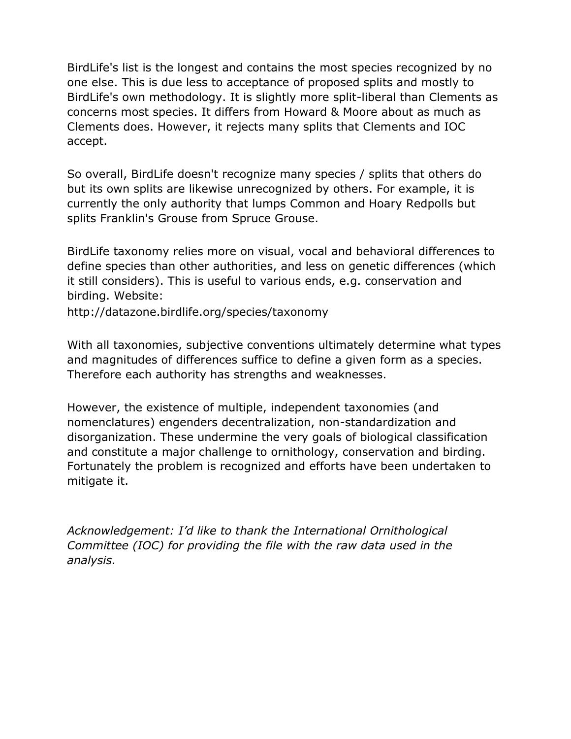BirdLife's list is the longest and contains the most species recognized by no one else. This is due less to acceptance of proposed splits and mostly to BirdLife's own methodology. It is slightly more split-liberal than Clements as concerns most species. It differs from Howard & Moore about as much as Clements does. However, it rejects many splits that Clements and IOC accept.

So overall, BirdLife doesn't recognize many species / splits that others do but its own splits are likewise unrecognized by others. For example, it is currently the only authority that lumps Common and Hoary Redpolls but splits Franklin's Grouse from Spruce Grouse.

BirdLife taxonomy relies more on visual, vocal and behavioral differences to define species than other authorities, and less on genetic differences (which it still considers). This is useful to various ends, e.g. conservation and birding. Website:
http://datazone.birdlife.org/species/taxonomy

With all taxonomies, subjective conventions ultimately determine what types and magnitudes of differences suffice to define a given form as a species. Therefore each authority has strengths and weaknesses.

However, the existence of multiple, independent taxonomies (and nomenclatures) engenders decentralization, non-standardization and disorganization. These undermine the very goals of biological classification and constitute a major challenge to ornithology, conservation and birding. Fortunately the problem is recognized and efforts have been undertaken to mitigate it.

*Acknowledgement: I'd like to thank the International Ornithological Committee (IOC) for providing the file with the raw data used in the analysis.*